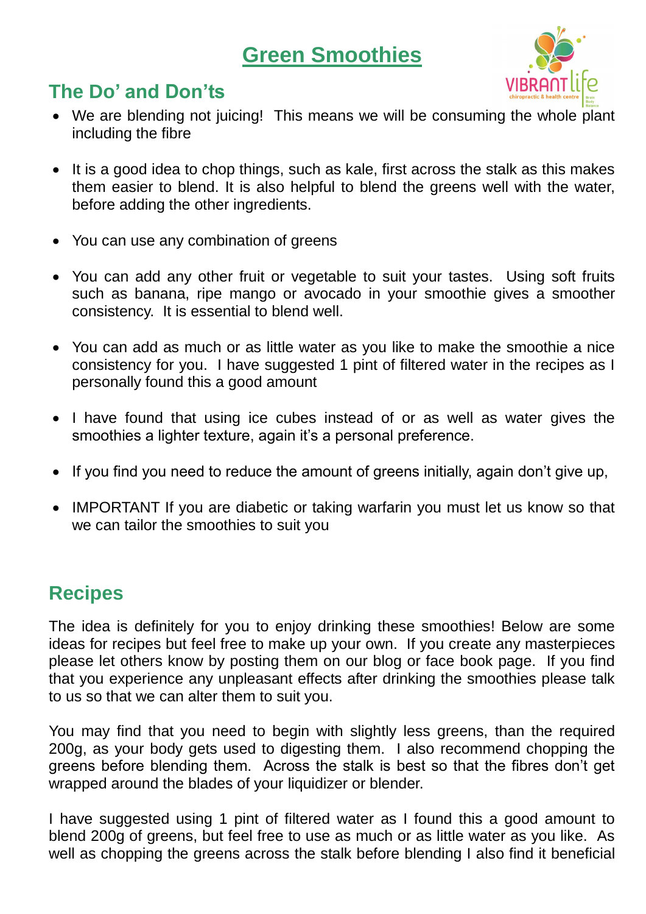# Green Smoothies

## The Do' and Don'ts

- We are blending not juicing! This means we will be consuming the whole plant including the fibre
- It is a good idea to chop things, such as kale, first across the stalk as this makes them easier to blend. It is also helpful to blend the greens well with the water, before adding the other ingredients.
- You can use any combination of greens
- You can add any other fruit or vegetable to suit your tastes. Using soft fruits such as banana, ripe mango or avocado in your smoothie gives a smoother consistency. It is essential to blend well.
- You can add as much or as little water as you like to make the smoothie a nice consistency for you. I have suggested 1 pint of filtered water in the recipes as I personally found this a good amount
- I have found that using ice cubes instead of or as well as water gives the smoothies a lighter texture, again it's a personal preference.
- If you find you need to reduce the amount of greens initially, again don't give up,
- IMPORTANT If you are diabetic or taking warfarin you must let us know so that we can tailor the smoothies to suit you

## Recipes

The idea is definitely for you to enjoy drinking these smoothies! Below are some ideas for recipes but feel free to make up your own. If you create any masterpieces please let others know by posting them on our blog or face book page. If you find that you experience any unpleasant effects after drinking the smoothies please talk to us so that we can alter them to suit you.

You may find that you need to begin with slightly less greens, than the required 200g, as your body gets used to digesting them. I also recommend chopping the greens before blending them. Across the stalk is best so that the fibres don't get wrapped around the blades of your liquidizer or blender.

I have suggested using 1 pint of filtered water as I found this a good amount to blend 200g of greens, but feel free to use as much or as little water as you like. As well as chopping the greens across the stalk before blending I also find it beneficial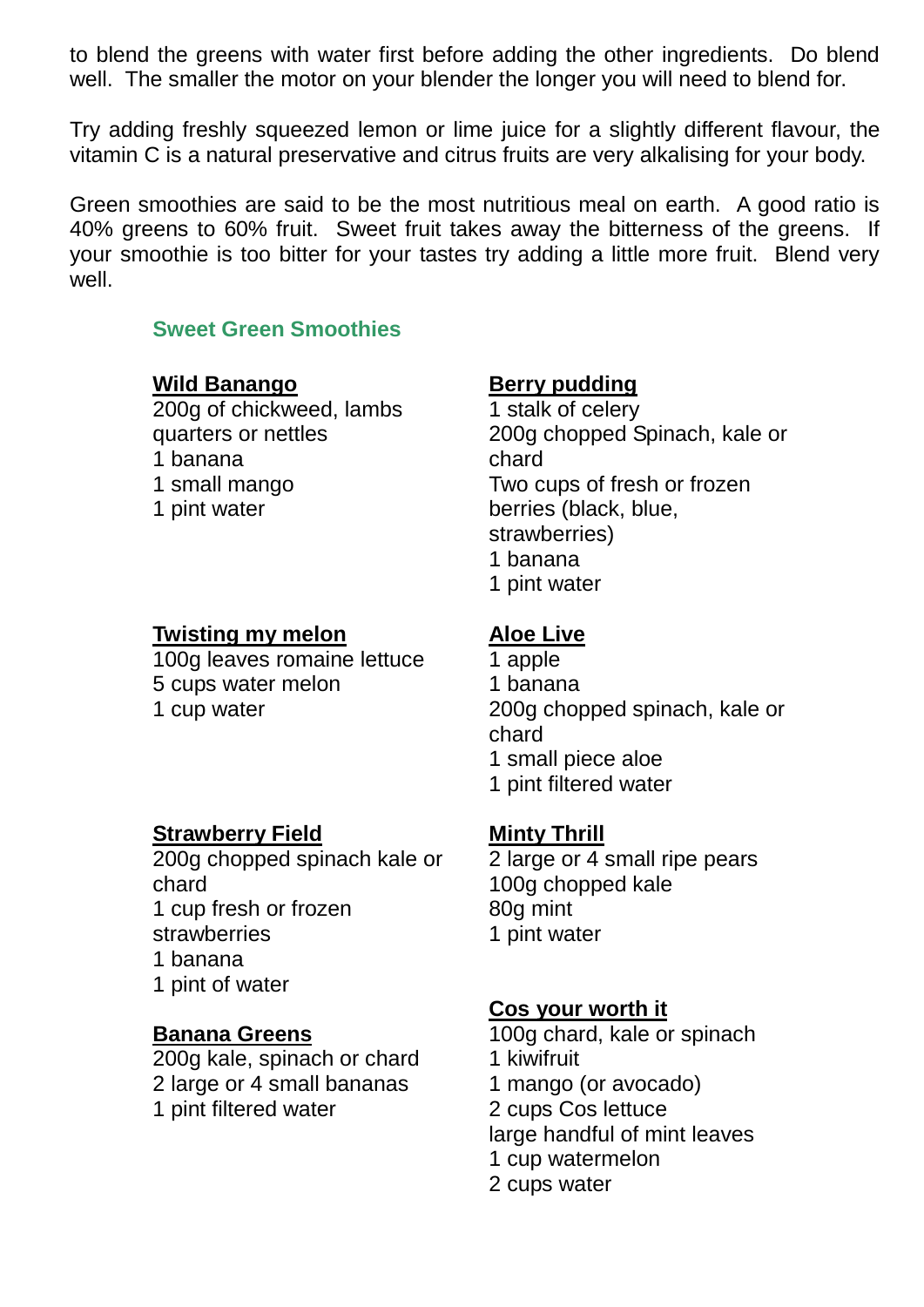to blend the greens with water first before adding the other ingredients. Do blend well. The smaller the motor on your blender the longer you will need to blend for.

Try adding freshly squeezed lemon or lime juice for a slightly different flavour, the vitamin C is a natural preservative and citrus fruits are very alkalising for your body.

Green smoothies are said to be the most nutritious meal on earth. A good ratio is 40% greens to 60% fruit. Sweet fruit takes away the bitterness of the greens. If your smoothie is too bitter for your tastes try adding a little more fruit. Blend very well.

## Sweet Green Smoothies

**Wild Banango**

200g of chickweed, lambs quarters or nettles
1 banana
1 small mango
1 pint water

**Twisting my melon**

100g leaves romaine lettuce
5 cups water melon
1 cup water

**Strawberry Field**

200g chopped spinach kale or chard
1 cup fresh or frozen strawberries
1 banana
1 pint of water

**Banana Greens**

200g kale, spinach or chard
2 large or 4 small bananas
1 pint filtered water

**Berry pudding**

1 stalk of celery
200g chopped Spinach, kale or chard
Two cups of fresh or frozen berries (black, blue, strawberries)
1 banana
1 pint water

**Aloe Live**

1 apple
1 banana
200g chopped spinach, kale or chard
1 small piece aloe
1 pint filtered water

**Minty Thrill**

2 large or 4 small ripe pears
100g chopped kale
80g mint
1 pint water

**Cos your worth it**

100g chard, kale or spinach
1 kiwifruit
1 mango (or avocado)
2 cups Cos lettuce
large handful of mint leaves
1 cup watermelon
2 cups water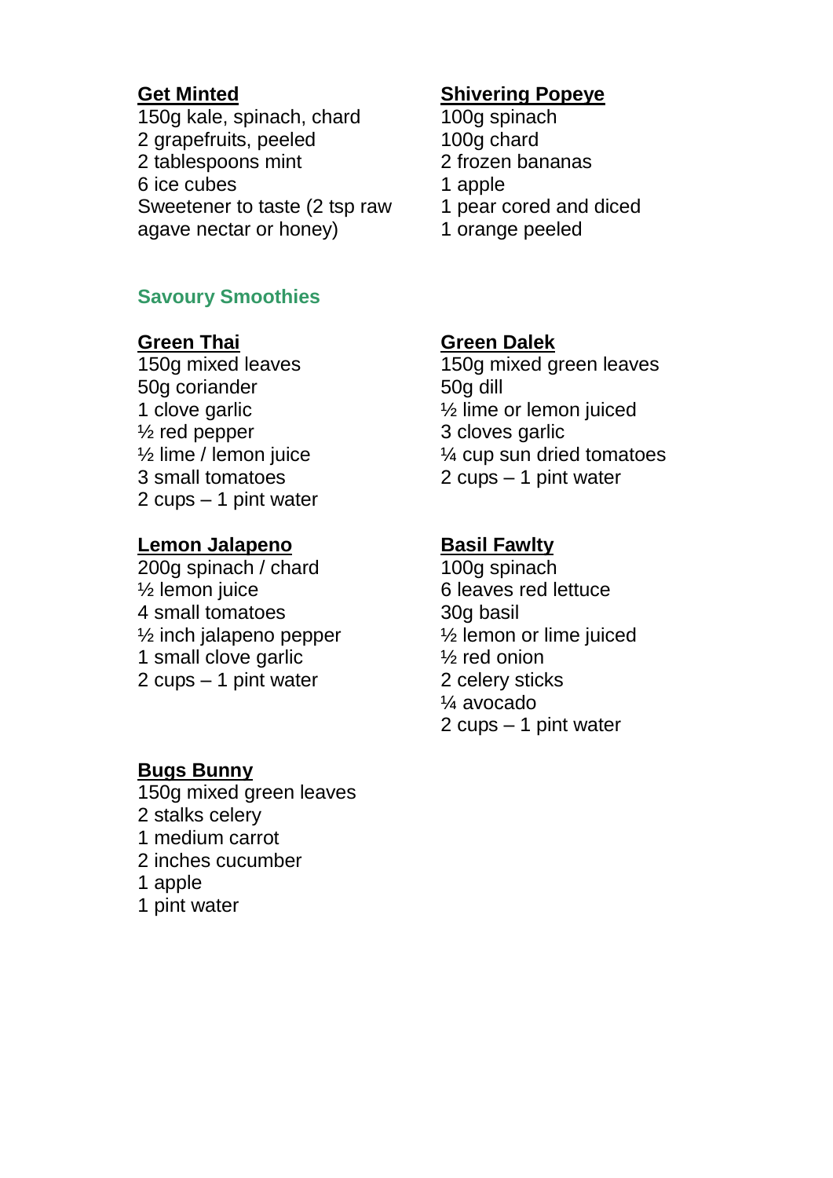**Get Minted**

150g kale, spinach, chard
2 grapefruits, peeled
2 tablespoons mint
6 ice cubes
Sweetener to taste (2 tsp raw agave nectar or honey)

**Shivering Popeye**

100g spinach
100g chard
2 frozen bananas
1 apple
1 pear cored and diced
1 orange peeled

## Savoury Smoothies

**Green Thai**

150g mixed leaves
50g coriander
1 clove garlic
½ red pepper
½ lime / lemon juice
3 small tomatoes
2 cups – 1 pint water

**Green Dalek**

150g mixed green leaves
50g dill
½ lime or lemon juiced
3 cloves garlic
¼ cup sun dried tomatoes
2 cups – 1 pint water

**Lemon Jalapeno**

200g spinach / chard
½ lemon juice
4 small tomatoes
½ inch jalapeno pepper
1 small clove garlic
2 cups – 1 pint water

**Basil Fawlty**

100g spinach
6 leaves red lettuce
30g basil
½ lemon or lime juiced
½ red onion
2 celery sticks
¼ avocado
2 cups – 1 pint water

**Bugs Bunny**

150g mixed green leaves
2 stalks celery
1 medium carrot
2 inches cucumber
1 apple
1 pint water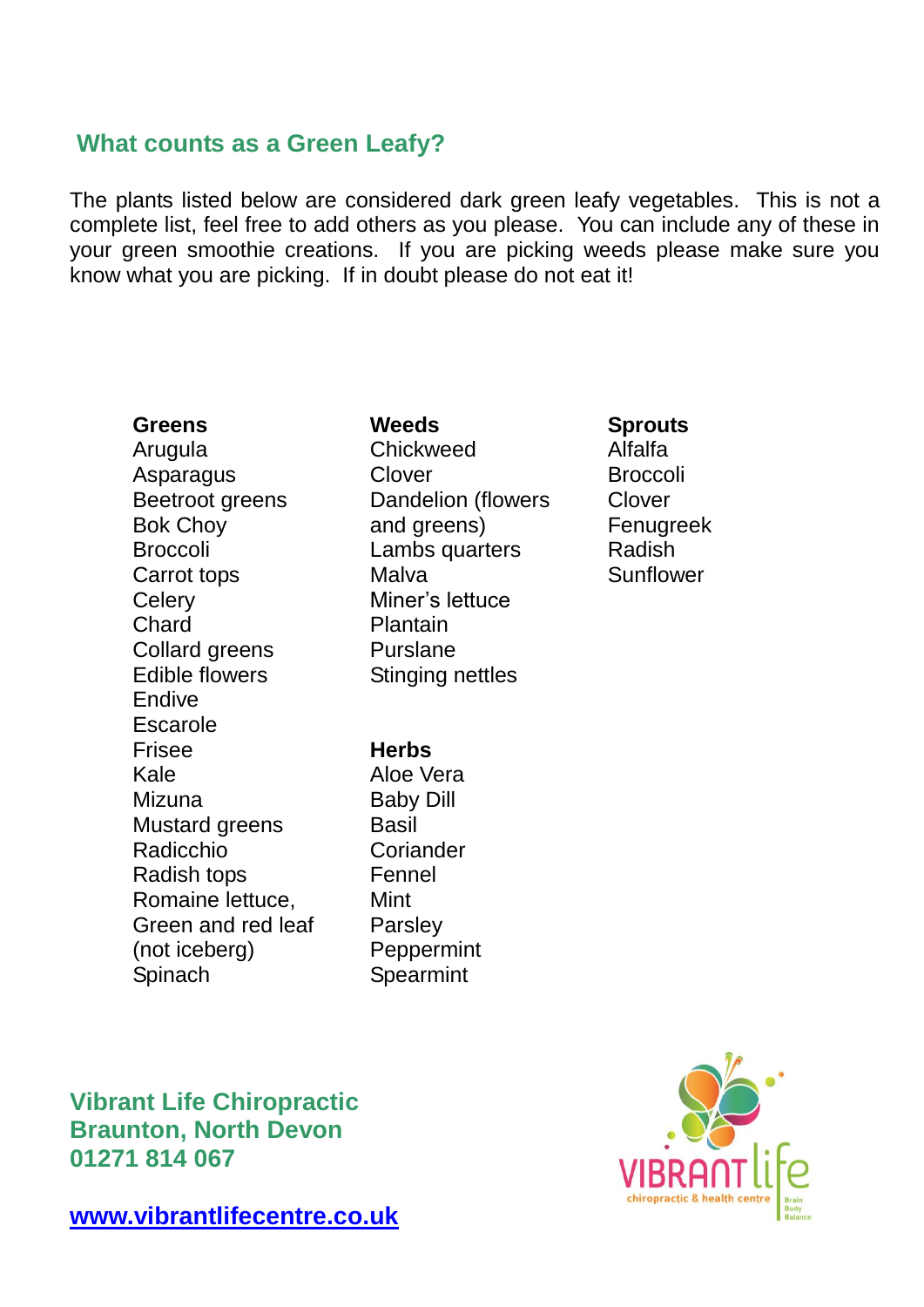## What counts as a Green Leafy?

The plants listed below are considered dark green leafy vegetables. This is not a complete list, feel free to add others as you please. You can include any of these in your green smoothie creations. If you are picking weeds please make sure you know what you are picking. If in doubt please do not eat it!

**Greens**
- Arugula
- Asparagus
- Beetroot greens
- Bok Choy
- Broccoli
- Carrot tops
- Celery
- Chard
- Collard greens
- Edible flowers
- Endive
- Escarole
- Frisee
- Kale
- Mizuna
- Mustard greens
- Radicchio
- Radish tops
- Romaine lettuce, Green and red leaf (not iceberg)
- Spinach

**Weeds**
- Chickweed
- Clover
- Dandelion (flowers and greens)
- Lambs quarters
- Malva
- Miner's lettuce
- Plantain
- Purslane
- Stinging nettles

**Herbs**
- Aloe Vera
- Baby Dill
- Basil
- Coriander
- Fennel
- Mint
- Parsley
- Peppermint
- Spearmint

**Sprouts**
- Alfalfa
- Broccoli
- Clover
- Fenugreek
- Radish
- Sunflower

**Vibrant Life Chiropractic**
**Braunton, North Devon**
**01271 814 067**

**[www.vibrantlifecentre.co.uk](http://www.vibrantlifecentre.co.uk)**

VIBRANT life chiropractic & health centre Brain Body Balance